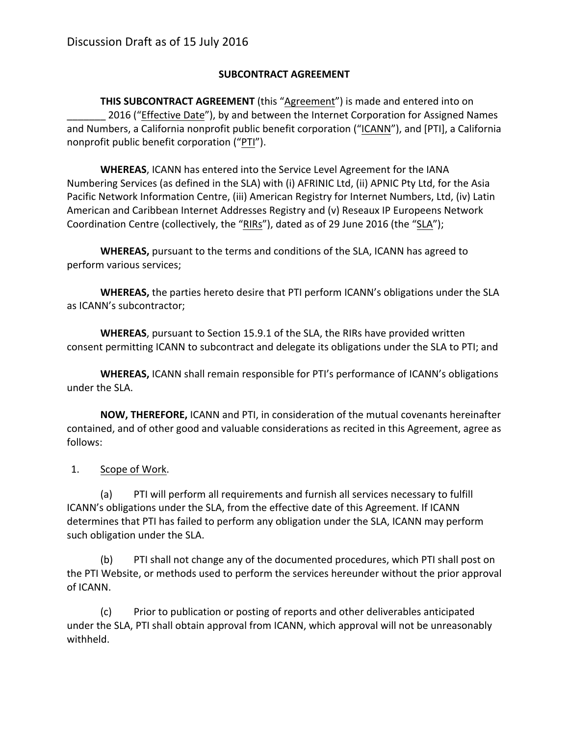Discussion Draft as of 15 July 2016

**SUBCONTRACT AGREEMENT**

**THIS SUBCONTRACT AGREEMENT** (this "Agreement") is made and entered into on _______ 2016 ("Effective Date"), by and between the Internet Corporation for Assigned Names and Numbers, a California nonprofit public benefit corporation ("ICANN"), and [PTI], a California nonprofit public benefit corporation ("PTI").

**WHEREAS**, ICANN has entered into the Service Level Agreement for the IANA Numbering Services (as defined in the SLA) with (i) AFRINIC Ltd, (ii) APNIC Pty Ltd, for the Asia Pacific Network Information Centre, (iii) American Registry for Internet Numbers, Ltd, (iv) Latin American and Caribbean Internet Addresses Registry and (v) Reseaux IP Europeens Network Coordination Centre (collectively, the "RIRs"), dated as of 29 June 2016 (the "SLA");

**WHEREAS,** pursuant to the terms and conditions of the SLA, ICANN has agreed to perform various services;

**WHEREAS,** the parties hereto desire that PTI perform ICANN's obligations under the SLA as ICANN's subcontractor;

**WHEREAS**, pursuant to Section 15.9.1 of the SLA, the RIRs have provided written consent permitting ICANN to subcontract and delegate its obligations under the SLA to PTI; and

**WHEREAS,** ICANN shall remain responsible for PTI's performance of ICANN's obligations under the SLA.

**NOW, THEREFORE,** ICANN and PTI, in consideration of the mutual covenants hereinafter contained, and of other good and valuable considerations as recited in this Agreement, agree as follows:

1. Scope of Work.

(a) PTI will perform all requirements and furnish all services necessary to fulfill ICANN's obligations under the SLA, from the effective date of this Agreement. If ICANN determines that PTI has failed to perform any obligation under the SLA, ICANN may perform such obligation under the SLA.

(b) PTI shall not change any of the documented procedures, which PTI shall post on the PTI Website, or methods used to perform the services hereunder without the prior approval of ICANN.

(c) Prior to publication or posting of reports and other deliverables anticipated under the SLA, PTI shall obtain approval from ICANN, which approval will not be unreasonably withheld.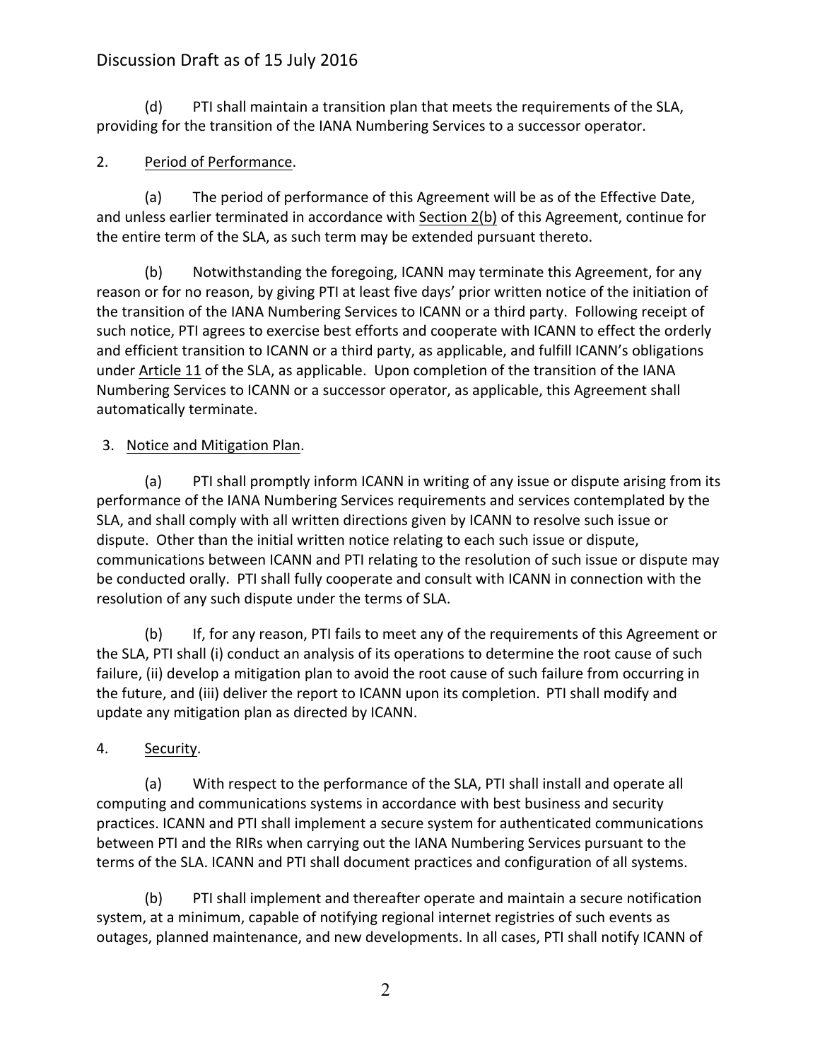(d) PTI shall maintain a transition plan that meets the requirements of the SLA, providing for the transition of the IANA Numbering Services to a successor operator.

2. Period of Performance.

(a) The period of performance of this Agreement will be as of the Effective Date, and unless earlier terminated in accordance with Section 2(b) of this Agreement, continue for the entire term of the SLA, as such term may be extended pursuant thereto.

(b) Notwithstanding the foregoing, ICANN may terminate this Agreement, for any reason or for no reason, by giving PTI at least five days' prior written notice of the initiation of the transition of the IANA Numbering Services to ICANN or a third party. Following receipt of such notice, PTI agrees to exercise best efforts and cooperate with ICANN to effect the orderly and efficient transition to ICANN or a third party, as applicable, and fulfill ICANN's obligations under Article 11 of the SLA, as applicable. Upon completion of the transition of the IANA Numbering Services to ICANN or a successor operator, as applicable, this Agreement shall automatically terminate.

3. Notice and Mitigation Plan.

(a) PTI shall promptly inform ICANN in writing of any issue or dispute arising from its performance of the IANA Numbering Services requirements and services contemplated by the SLA, and shall comply with all written directions given by ICANN to resolve such issue or dispute. Other than the initial written notice relating to each such issue or dispute, communications between ICANN and PTI relating to the resolution of such issue or dispute may be conducted orally. PTI shall fully cooperate and consult with ICANN in connection with the resolution of any such dispute under the terms of SLA.

(b) If, for any reason, PTI fails to meet any of the requirements of this Agreement or the SLA, PTI shall (i) conduct an analysis of its operations to determine the root cause of such failure, (ii) develop a mitigation plan to avoid the root cause of such failure from occurring in the future, and (iii) deliver the report to ICANN upon its completion. PTI shall modify and update any mitigation plan as directed by ICANN.

4. Security.

(a) With respect to the performance of the SLA, PTI shall install and operate all computing and communications systems in accordance with best business and security practices. ICANN and PTI shall implement a secure system for authenticated communications between PTI and the RIRs when carrying out the IANA Numbering Services pursuant to the terms of the SLA. ICANN and PTI shall document practices and configuration of all systems.

(b) PTI shall implement and thereafter operate and maintain a secure notification system, at a minimum, capable of notifying regional internet registries of such events as outages, planned maintenance, and new developments. In all cases, PTI shall notify ICANN of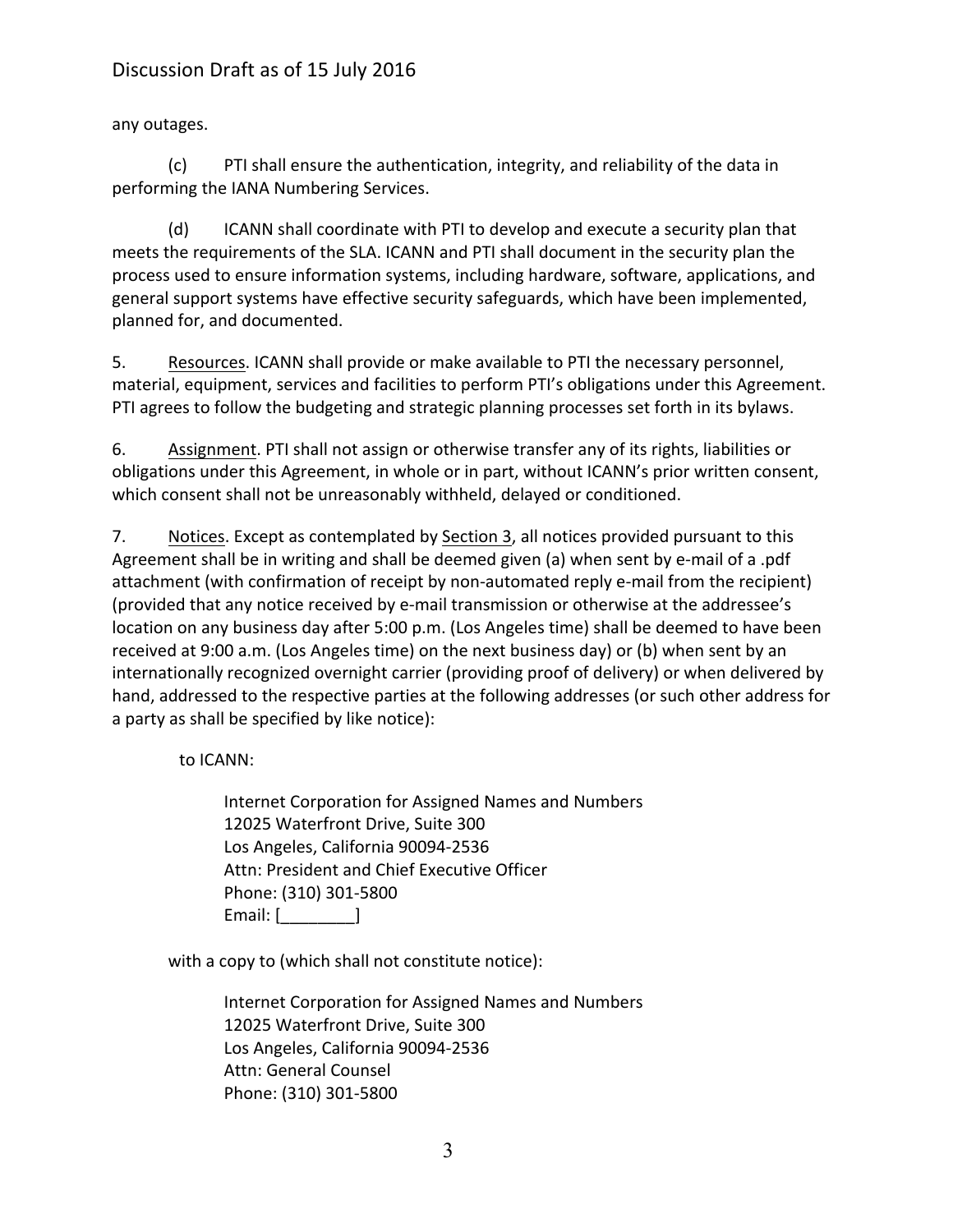any outages.

(c) PTI shall ensure the authentication, integrity, and reliability of the data in performing the IANA Numbering Services.

(d) ICANN shall coordinate with PTI to develop and execute a security plan that meets the requirements of the SLA. ICANN and PTI shall document in the security plan the process used to ensure information systems, including hardware, software, applications, and general support systems have effective security safeguards, which have been implemented, planned for, and documented.

5. Resources. ICANN shall provide or make available to PTI the necessary personnel, material, equipment, services and facilities to perform PTI's obligations under this Agreement. PTI agrees to follow the budgeting and strategic planning processes set forth in its bylaws.

6. Assignment. PTI shall not assign or otherwise transfer any of its rights, liabilities or obligations under this Agreement, in whole or in part, without ICANN's prior written consent, which consent shall not be unreasonably withheld, delayed or conditioned.

7. Notices. Except as contemplated by Section 3, all notices provided pursuant to this Agreement shall be in writing and shall be deemed given (a) when sent by e-mail of a .pdf attachment (with confirmation of receipt by non-automated reply e-mail from the recipient) (provided that any notice received by e-mail transmission or otherwise at the addressee's location on any business day after 5:00 p.m. (Los Angeles time) shall be deemed to have been received at 9:00 a.m. (Los Angeles time) on the next business day) or (b) when sent by an internationally recognized overnight carrier (providing proof of delivery) or when delivered by hand, addressed to the respective parties at the following addresses (or such other address for a party as shall be specified by like notice):

to ICANN:

Internet Corporation for Assigned Names and Numbers
12025 Waterfront Drive, Suite 300
Los Angeles, California 90094-2536
Attn: President and Chief Executive Officer
Phone: (310) 301-5800
Email: [________]

with a copy to (which shall not constitute notice):

Internet Corporation for Assigned Names and Numbers
12025 Waterfront Drive, Suite 300
Los Angeles, California 90094-2536
Attn: General Counsel
Phone: (310) 301-5800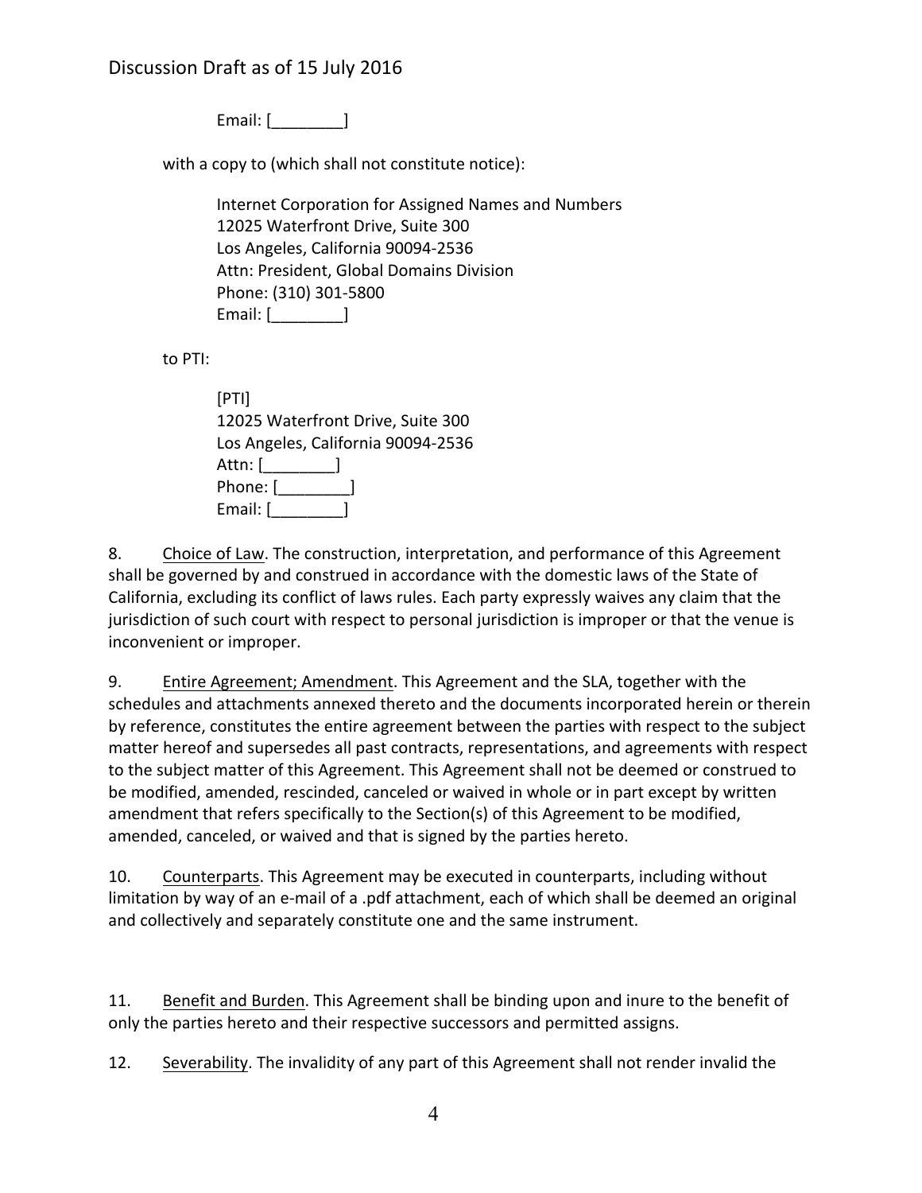Email: [________]

with a copy to (which shall not constitute notice):

Internet Corporation for Assigned Names and Numbers
12025 Waterfront Drive, Suite 300
Los Angeles, California 90094-2536
Attn: President, Global Domains Division
Phone: (310) 301-5800
Email: [________]

to PTI:

[PTI]
12025 Waterfront Drive, Suite 300
Los Angeles, California 90094-2536
Attn: [________]
Phone: [________]
Email: [________]

8. Choice of Law. The construction, interpretation, and performance of this Agreement shall be governed by and construed in accordance with the domestic laws of the State of California, excluding its conflict of laws rules. Each party expressly waives any claim that the jurisdiction of such court with respect to personal jurisdiction is improper or that the venue is inconvenient or improper.

9. Entire Agreement; Amendment. This Agreement and the SLA, together with the schedules and attachments annexed thereto and the documents incorporated herein or therein by reference, constitutes the entire agreement between the parties with respect to the subject matter hereof and supersedes all past contracts, representations, and agreements with respect to the subject matter of this Agreement. This Agreement shall not be deemed or construed to be modified, amended, rescinded, canceled or waived in whole or in part except by written amendment that refers specifically to the Section(s) of this Agreement to be modified, amended, canceled, or waived and that is signed by the parties hereto.

10. Counterparts. This Agreement may be executed in counterparts, including without limitation by way of an e-mail of a .pdf attachment, each of which shall be deemed an original and collectively and separately constitute one and the same instrument.

11. Benefit and Burden. This Agreement shall be binding upon and inure to the benefit of only the parties hereto and their respective successors and permitted assigns.

12. Severability. The invalidity of any part of this Agreement shall not render invalid the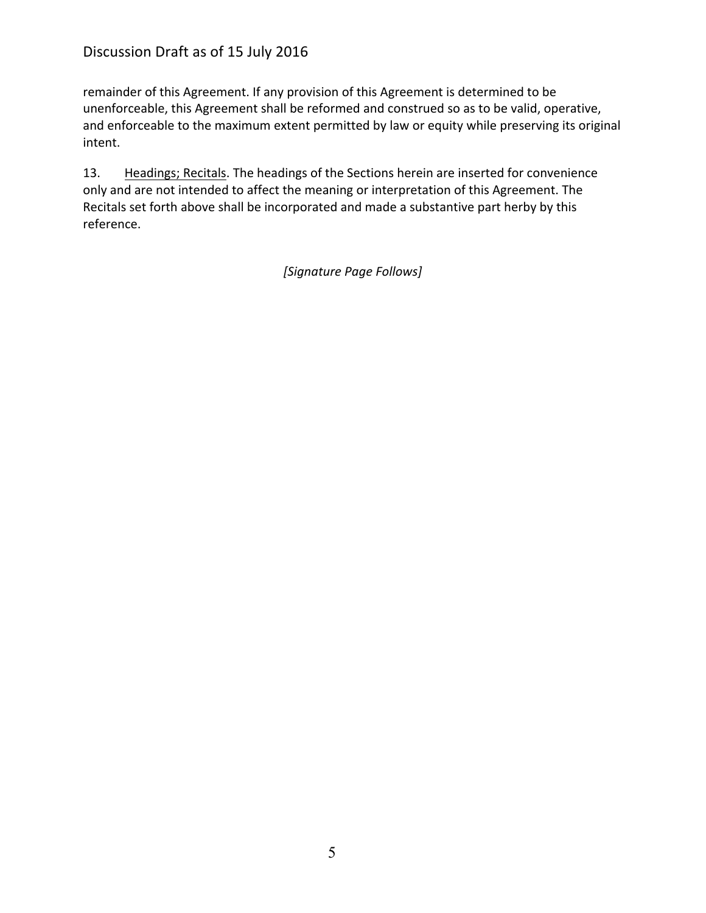remainder of this Agreement. If any provision of this Agreement is determined to be unenforceable, this Agreement shall be reformed and construed so as to be valid, operative, and enforceable to the maximum extent permitted by law or equity while preserving its original intent.

13. Headings; Recitals. The headings of the Sections herein are inserted for convenience only and are not intended to affect the meaning or interpretation of this Agreement. The Recitals set forth above shall be incorporated and made a substantive part herby by this reference.

*[Signature Page Follows]*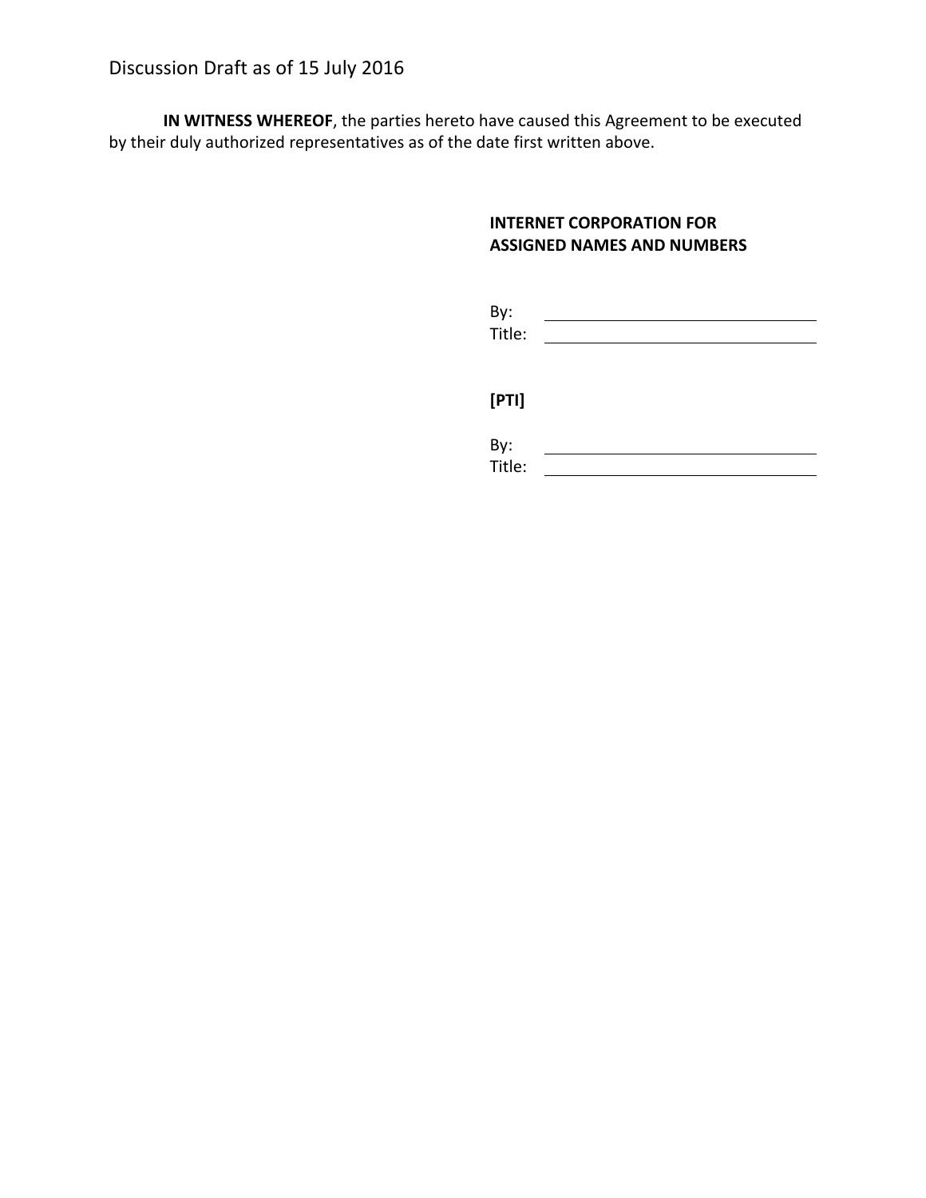Discussion Draft as of 15 July 2016

**IN WITNESS WHEREOF**, the parties hereto have caused this Agreement to be executed by their duly authorized representatives as of the date first written above.

**INTERNET CORPORATION FOR ASSIGNED NAMES AND NUMBERS**

By: ______________________________

Title: ______________________________

**[PTI]**

By: ______________________________

Title: ______________________________